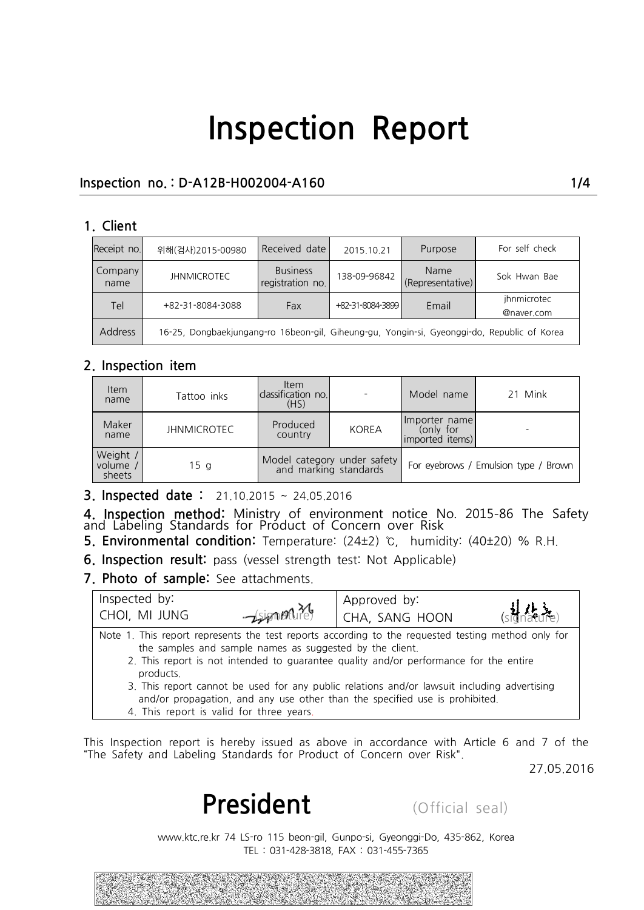# Inspection Report

**Inspection no.: D-A12B-H002004-A160**

## 1. Client

| Receipt no. | 위해(검사)2015-00980 | Received date | 2015.10.21 | Purpose | For self check |
|---|---|---|---|---|---|
| Company name | JHNMICROTEC | Business registration no. | 138-09-96842 | Name (Representative) | Sok Hwan Bae |
| Tel | +82-31-8084-3088 | Fax | +82-31-8084-3899 | Email | jhnmicrotec @naver.com |
| Address | 16-25, Dongbaekjungang-ro 16beon-gil, Giheung-gu, Yongin-si, Gyeonggi-do, Republic of Korea | | | | |

## 2. Inspection item

| Item name | Tattoo inks | Item classification no. (HS) | - | Model name | 21 Mink |
|---|---|---|---|---|---|
| Maker name | JHNMICROTEC | Produced country | KOREA | Importer name (only for imported items) | - |
| Weight / volume / sheets | 15 g | Model category under safety and marking standards | | For eyebrows / Emulsion type / Brown | |

**3. Inspected date :** 21.10.2015 ~ 24.05.2016

**4. Inspection method:** Ministry of environment notice No. 2015-86 The Safety and Labeling Standards for Product of Concern over Risk

**5. Environmental condition:** Temperature: (24±2) ℃, humidity: (40±20) % R.H.

**6. Inspection result:** pass (vessel strength test: Not Applicable)

**7. Photo of sample:** See attachments.

| Inspected by: CHOI, MI JUNG (signature) | Approved by: CHA, SANG HOON (signature) |
|---|---|

Note 1. This report represents the test reports according to the requested testing method only for the samples and sample names as suggested by the client.
2. This report is not intended to guarantee quality and/or performance for the entire products.
3. This report cannot be used for any public relations and/or lawsuit including advertising and/or propagation, and any use other than the specified use is prohibited.
4. This report is valid for three years.

This Inspection report is hereby issued as above in accordance with Article 6 and 7 of the "The Safety and Labeling Standards for Product of Concern over Risk".

27.05.2016

**President** (Official seal)

www.ktc.re.kr 74 LS-ro 115 beon-gil, Gunpo-si, Gyeonggi-Do, 435-862, Korea
TEL : 031-428-3818, FAX : 031-455-7365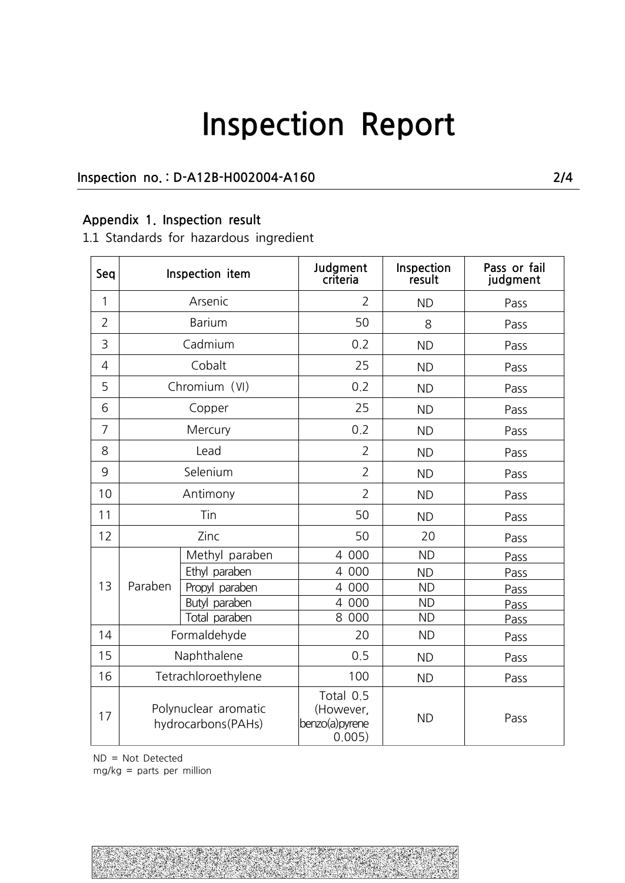# Inspection Report

**Inspection no. : D-A12B-H002004-A160**

**Appendix 1. Inspection result**

1.1 Standards for hazardous ingredient

| Seq | Inspection item | | Judgment criteria | Inspection result | Pass or fail judgment |
|---|---|---|---|---|---|
| 1 | Arsenic | | 2 | ND | Pass |
| 2 | Barium | | 50 | 8 | Pass |
| 3 | Cadmium | | 0.2 | ND | Pass |
| 4 | Cobalt | | 25 | ND | Pass |
| 5 | Chromium (VI) | | 0.2 | ND | Pass |
| 6 | Copper | | 25 | ND | Pass |
| 7 | Mercury | | 0.2 | ND | Pass |
| 8 | Lead | | 2 | ND | Pass |
| 9 | Selenium | | 2 | ND | Pass |
| 10 | Antimony | | 2 | ND | Pass |
| 11 | Tin | | 50 | ND | Pass |
| 12 | Zinc | | 50 | 20 | Pass |
| 13 | Paraben | Methyl paraben | 4 000 | ND | Pass |
| | | Ethyl paraben | 4 000 | ND | Pass |
| | | Propyl paraben | 4 000 | ND | Pass |
| | | Butyl paraben | 4 000 | ND | Pass |
| | | Total paraben | 8 000 | ND | Pass |
| 14 | Formaldehyde | | 20 | ND | Pass |
| 15 | Naphthalene | | 0.5 | ND | Pass |
| 16 | Tetrachloroethylene | | 100 | ND | Pass |
| 17 | Polynuclear aromatic hydrocarbons(PAHs) | | Total 0.5 (However, benzo(a)pyrene 0.005) | ND | Pass |

ND = Not Detected
mg/kg = parts per million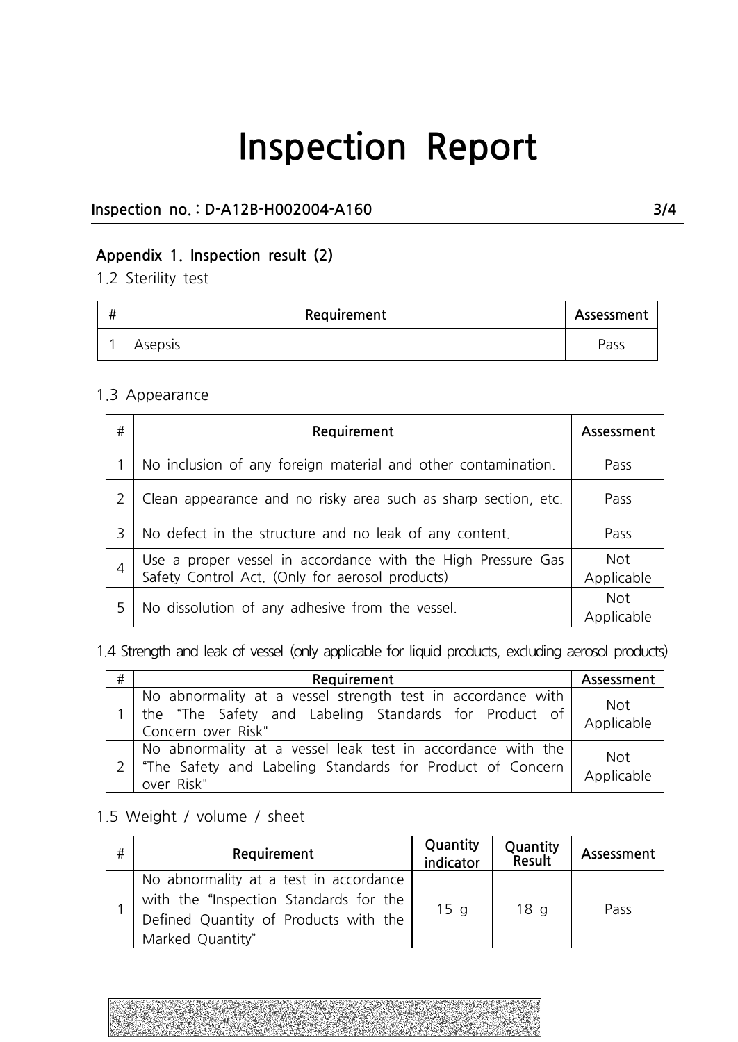# Inspection Report

**Inspection no. : D-A12B-H002004-A160**

**Appendix 1. Inspection result (2)**

1.2 Sterility test

| # | Requirement | Assessment |
|---|---|---|
| 1 | Asepsis | Pass |

1.3 Appearance

| # | Requirement | Assessment |
|---|---|---|
| 1 | No inclusion of any foreign material and other contamination. | Pass |
| 2 | Clean appearance and no risky area such as sharp section, etc. | Pass |
| 3 | No defect in the structure and no leak of any content. | Pass |
| 4 | Use a proper vessel in accordance with the High Pressure Gas Safety Control Act. (Only for aerosol products) | Not Applicable |
| 5 | No dissolution of any adhesive from the vessel. | Not Applicable |

1.4 Strength and leak of vessel (only applicable for liquid products, excluding aerosol products)

| # | Requirement | Assessment |
|---|---|---|
| 1 | No abnormality at a vessel strength test in accordance with the "The Safety and Labeling Standards for Product of Concern over Risk" | Not Applicable |
| 2 | No abnormality at a vessel leak test in accordance with the "The Safety and Labeling Standards for Product of Concern over Risk" | Not Applicable |

1.5 Weight / volume / sheet

| # | Requirement | Quantity indicator | Quantity Result | Assessment |
|---|---|---|---|---|
| 1 | No abnormality at a test in accordance with the "Inspection Standards for the Defined Quantity of Products with the Marked Quantity" | 15 g | 18 g | Pass |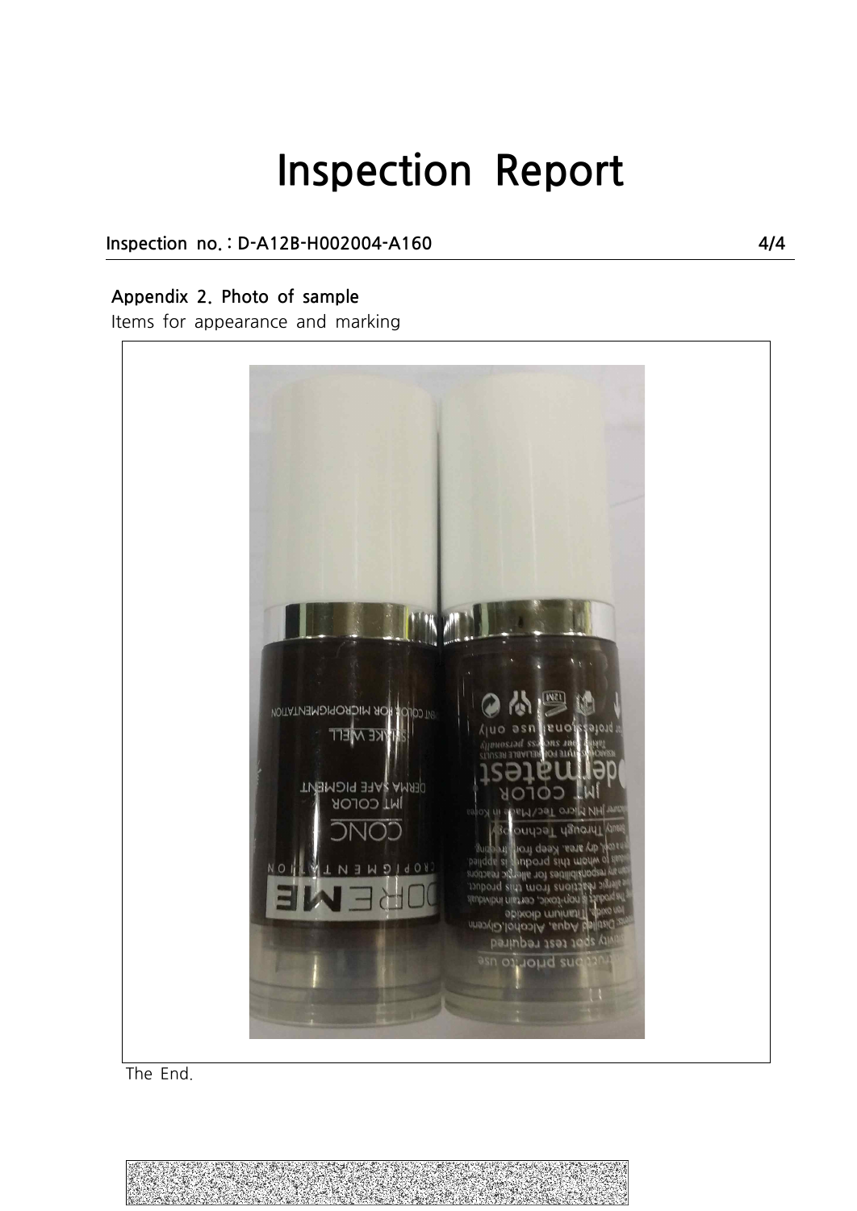# Inspection Report

**Inspection no. : D-A12B-H002004-A160**

**Appendix 2. Photo of sample**

Items for appearance and marking

The End.